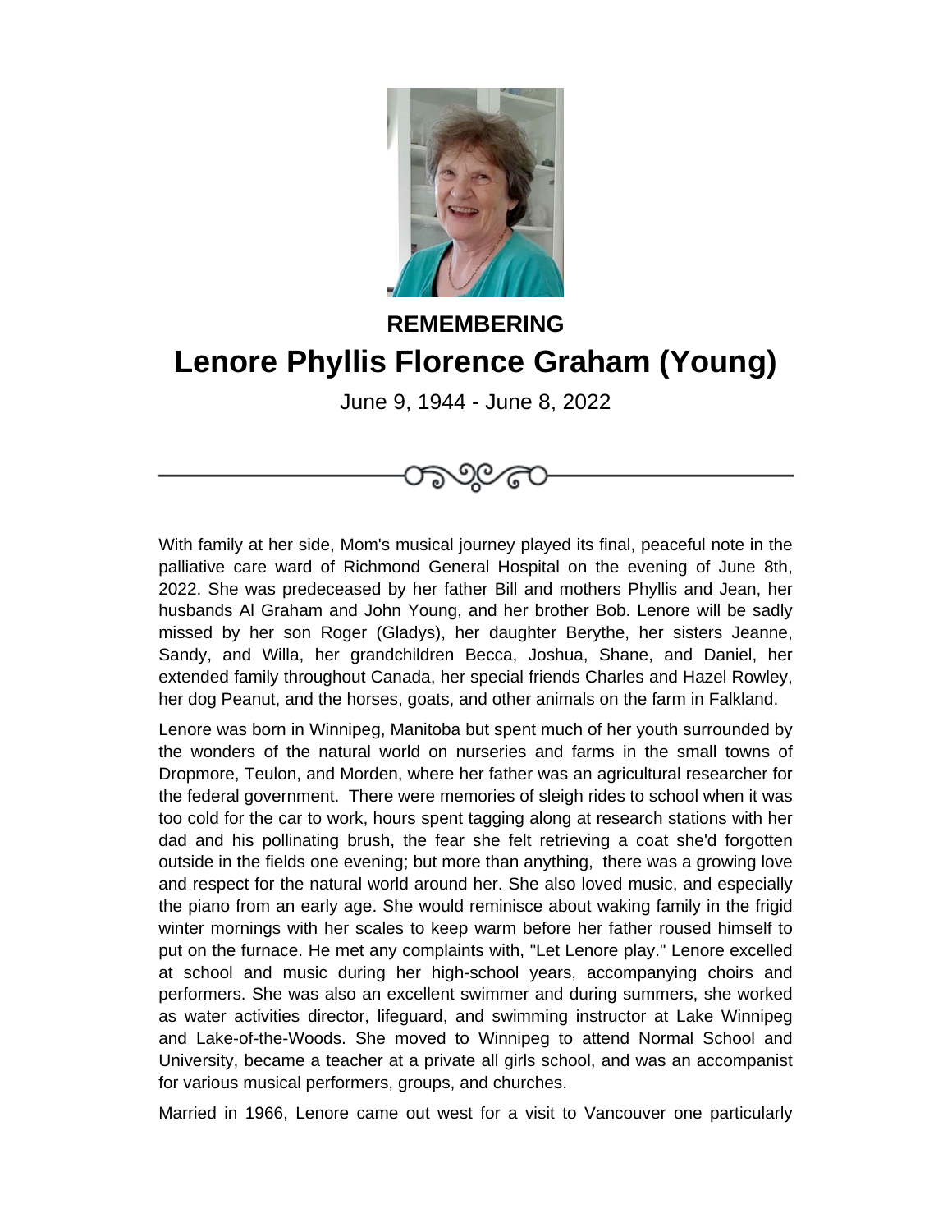**REMEMBERING**

# Lenore Phyllis Florence Graham (Young)

June 9, 1944 - June 8, 2022

With family at her side, Mom's musical journey played its final, peaceful note in the palliative care ward of Richmond General Hospital on the evening of June 8th, 2022. She was predeceased by her father Bill and mothers Phyllis and Jean, her husbands Al Graham and John Young, and her brother Bob. Lenore will be sadly missed by her son Roger (Gladys), her daughter Berythe, her sisters Jeanne, Sandy, and Willa, her grandchildren Becca, Joshua, Shane, and Daniel, her extended family throughout Canada, her special friends Charles and Hazel Rowley, her dog Peanut, and the horses, goats, and other animals on the farm in Falkland.

Lenore was born in Winnipeg, Manitoba but spent much of her youth surrounded by the wonders of the natural world on nurseries and farms in the small towns of Dropmore, Teulon, and Morden, where her father was an agricultural researcher for the federal government. There were memories of sleigh rides to school when it was too cold for the car to work, hours spent tagging along at research stations with her dad and his pollinating brush, the fear she felt retrieving a coat she'd forgotten outside in the fields one evening; but more than anything, there was a growing love and respect for the natural world around her. She also loved music, and especially the piano from an early age. She would reminisce about waking family in the frigid winter mornings with her scales to keep warm before her father roused himself to put on the furnace. He met any complaints with, "Let Lenore play." Lenore excelled at school and music during her high-school years, accompanying choirs and performers. She was also an excellent swimmer and during summers, she worked as water activities director, lifeguard, and swimming instructor at Lake Winnipeg and Lake-of-the-Woods. She moved to Winnipeg to attend Normal School and University, became a teacher at a private all girls school, and was an accompanist for various musical performers, groups, and churches.

Married in 1966, Lenore came out west for a visit to Vancouver one particularly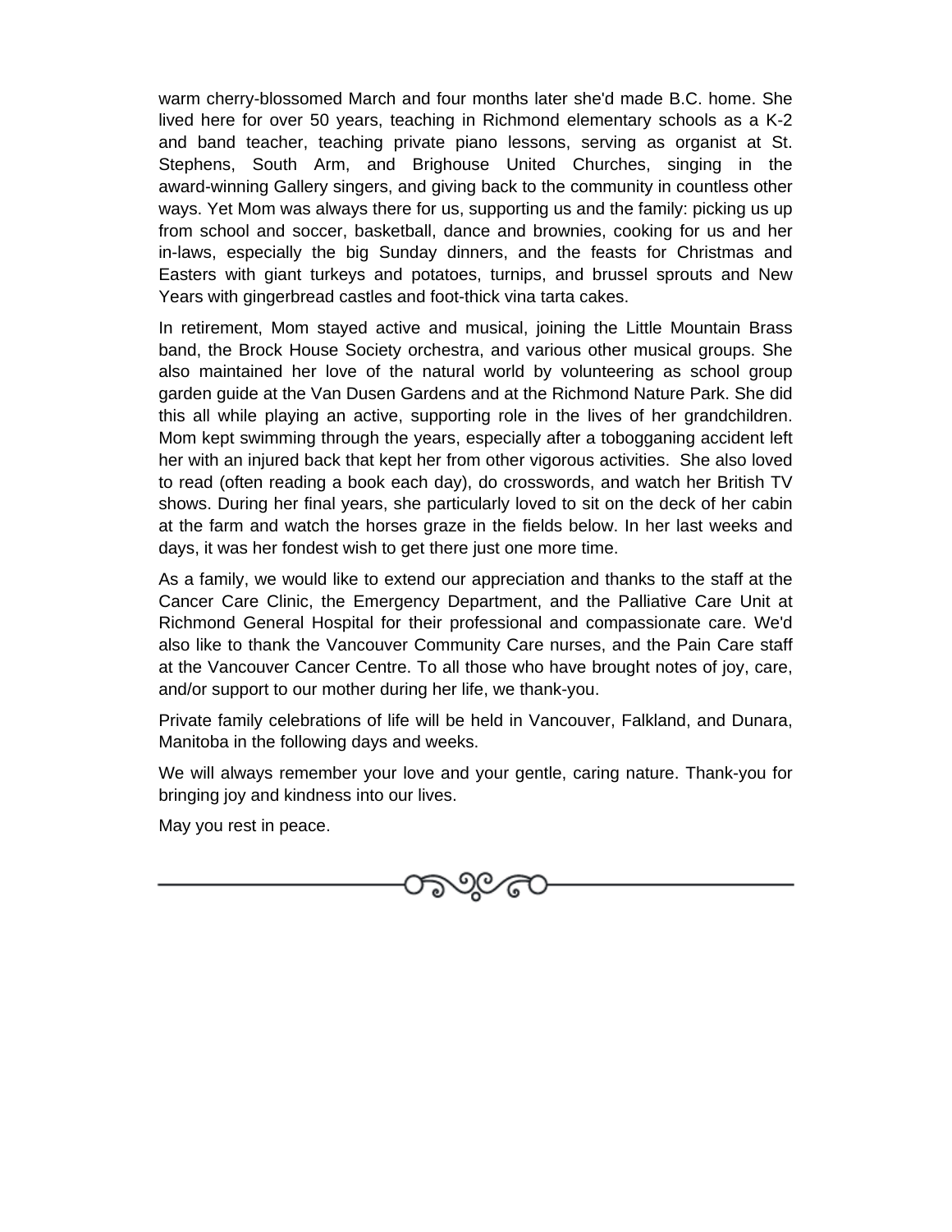warm cherry-blossomed March and four months later she'd made B.C. home. She lived here for over 50 years, teaching in Richmond elementary schools as a K-2 and band teacher, teaching private piano lessons, serving as organist at St. Stephens, South Arm, and Brighouse United Churches, singing in the award-winning Gallery singers, and giving back to the community in countless other ways. Yet Mom was always there for us, supporting us and the family: picking us up from school and soccer, basketball, dance and brownies, cooking for us and her in-laws, especially the big Sunday dinners, and the feasts for Christmas and Easters with giant turkeys and potatoes, turnips, and brussel sprouts and New Years with gingerbread castles and foot-thick vina tarta cakes.

In retirement, Mom stayed active and musical, joining the Little Mountain Brass band, the Brock House Society orchestra, and various other musical groups. She also maintained her love of the natural world by volunteering as school group garden guide at the Van Dusen Gardens and at the Richmond Nature Park. She did this all while playing an active, supporting role in the lives of her grandchildren. Mom kept swimming through the years, especially after a tobogganing accident left her with an injured back that kept her from other vigorous activities. She also loved to read (often reading a book each day), do crosswords, and watch her British TV shows. During her final years, she particularly loved to sit on the deck of her cabin at the farm and watch the horses graze in the fields below. In her last weeks and days, it was her fondest wish to get there just one more time.

As a family, we would like to extend our appreciation and thanks to the staff at the Cancer Care Clinic, the Emergency Department, and the Palliative Care Unit at Richmond General Hospital for their professional and compassionate care. We'd also like to thank the Vancouver Community Care nurses, and the Pain Care staff at the Vancouver Cancer Centre. To all those who have brought notes of joy, care, and/or support to our mother during her life, we thank-you.

Private family celebrations of life will be held in Vancouver, Falkland, and Dunara, Manitoba in the following days and weeks.

We will always remember your love and your gentle, caring nature. Thank-you for bringing joy and kindness into our lives.

May you rest in peace.